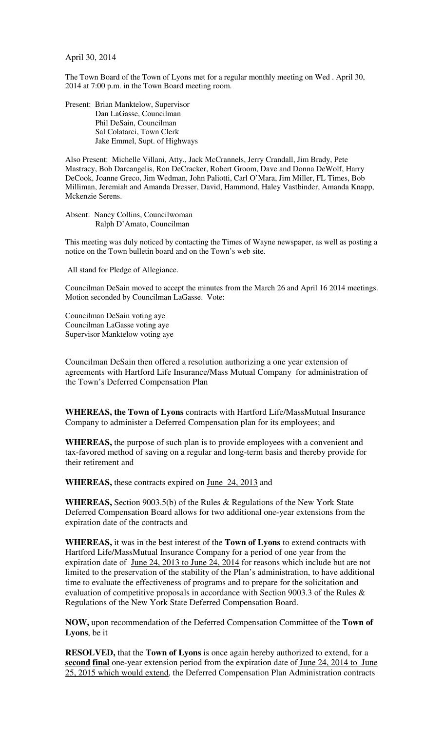April 30, 2014

The Town Board of the Town of Lyons met for a regular monthly meeting on Wed . April 30, 2014 at 7:00 p.m. in the Town Board meeting room.

Present: Brian Manktelow, Supervisor
Dan LaGasse, Councilman
Phil DeSain, Councilman
Sal Colatarci, Town Clerk
Jake Emmel, Supt. of Highways

Also Present: Michelle Villani, Atty., Jack McCrannels, Jerry Crandall, Jim Brady, Pete Mastracy, Bob Darcangelis, Ron DeCracker, Robert Groom, Dave and Donna DeWolf, Harry DeCook, Joanne Greco, Jim Wedman, John Paliotti, Carl O'Mara, Jim Miller, FL Times, Bob Milliman, Jeremiah and Amanda Dresser, David, Hammond, Haley Vastbinder, Amanda Knapp, Mckenzie Serens.

Absent: Nancy Collins, Councilwoman
Ralph D'Amato, Councilman

This meeting was duly noticed by contacting the Times of Wayne newspaper, as well as posting a notice on the Town bulletin board and on the Town's web site.

All stand for Pledge of Allegiance.

Councilman DeSain moved to accept the minutes from the March 26 and April 16 2014 meetings. Motion seconded by Councilman LaGasse. Vote:

Councilman DeSain voting aye
Councilman LaGasse voting aye
Supervisor Manktelow voting aye

Councilman DeSain then offered a resolution authorizing a one year extension of agreements with Hartford Life Insurance/Mass Mutual Company for administration of the Town's Deferred Compensation Plan

**WHEREAS, the Town of Lyons** contracts with Hartford Life/MassMutual Insurance Company to administer a Deferred Compensation plan for its employees; and

**WHEREAS,** the purpose of such plan is to provide employees with a convenient and tax-favored method of saving on a regular and long-term basis and thereby provide for their retirement and

**WHEREAS,** these contracts expired on June 24, 2013 and

**WHEREAS,** Section 9003.5(b) of the Rules & Regulations of the New York State Deferred Compensation Board allows for two additional one-year extensions from the expiration date of the contracts and

**WHEREAS,** it was in the best interest of the **Town of Lyons** to extend contracts with Hartford Life/MassMutual Insurance Company for a period of one year from the expiration date of June 24, 2013 to June 24, 2014 for reasons which include but are not limited to the preservation of the stability of the Plan's administration, to have additional time to evaluate the effectiveness of programs and to prepare for the solicitation and evaluation of competitive proposals in accordance with Section 9003.3 of the Rules & Regulations of the New York State Deferred Compensation Board.

**NOW,** upon recommendation of the Deferred Compensation Committee of the **Town of Lyons**, be it

**RESOLVED,** that the **Town of Lyons** is once again hereby authorized to extend, for a **second final** one-year extension period from the expiration date of June 24, 2014 to June 25, 2015 which would extend, the Deferred Compensation Plan Administration contracts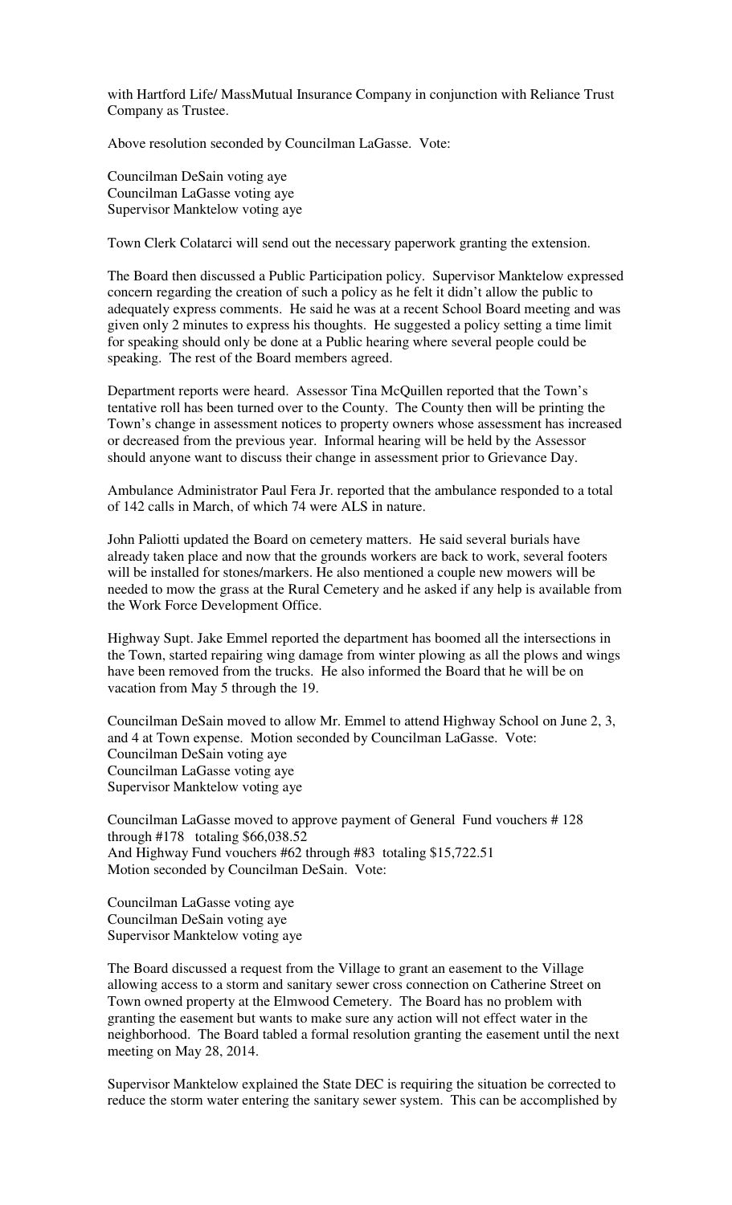with Hartford Life/ MassMutual Insurance Company in conjunction with Reliance Trust Company as Trustee.

Above resolution seconded by Councilman LaGasse. Vote:

Councilman DeSain voting aye
Councilman LaGasse voting aye
Supervisor Manktelow voting aye

Town Clerk Colatarci will send out the necessary paperwork granting the extension.

The Board then discussed a Public Participation policy. Supervisor Manktelow expressed concern regarding the creation of such a policy as he felt it didn't allow the public to adequately express comments. He said he was at a recent School Board meeting and was given only 2 minutes to express his thoughts. He suggested a policy setting a time limit for speaking should only be done at a Public hearing where several people could be speaking. The rest of the Board members agreed.

Department reports were heard. Assessor Tina McQuillen reported that the Town's tentative roll has been turned over to the County. The County then will be printing the Town's change in assessment notices to property owners whose assessment has increased or decreased from the previous year. Informal hearing will be held by the Assessor should anyone want to discuss their change in assessment prior to Grievance Day.

Ambulance Administrator Paul Fera Jr. reported that the ambulance responded to a total of 142 calls in March, of which 74 were ALS in nature.

John Paliotti updated the Board on cemetery matters. He said several burials have already taken place and now that the grounds workers are back to work, several footers will be installed for stones/markers. He also mentioned a couple new mowers will be needed to mow the grass at the Rural Cemetery and he asked if any help is available from the Work Force Development Office.

Highway Supt. Jake Emmel reported the department has boomed all the intersections in the Town, started repairing wing damage from winter plowing as all the plows and wings have been removed from the trucks. He also informed the Board that he will be on vacation from May 5 through the 19.

Councilman DeSain moved to allow Mr. Emmel to attend Highway School on June 2, 3, and 4 at Town expense. Motion seconded by Councilman LaGasse. Vote:
Councilman DeSain voting aye
Councilman LaGasse voting aye
Supervisor Manktelow voting aye

Councilman LaGasse moved to approve payment of General Fund vouchers # 128 through #178 totaling $66,038.52
And Highway Fund vouchers #62 through #83 totaling $15,722.51
Motion seconded by Councilman DeSain. Vote:

Councilman LaGasse voting aye
Councilman DeSain voting aye
Supervisor Manktelow voting aye

The Board discussed a request from the Village to grant an easement to the Village allowing access to a storm and sanitary sewer cross connection on Catherine Street on Town owned property at the Elmwood Cemetery. The Board has no problem with granting the easement but wants to make sure any action will not effect water in the neighborhood. The Board tabled a formal resolution granting the easement until the next meeting on May 28, 2014.

Supervisor Manktelow explained the State DEC is requiring the situation be corrected to reduce the storm water entering the sanitary sewer system. This can be accomplished by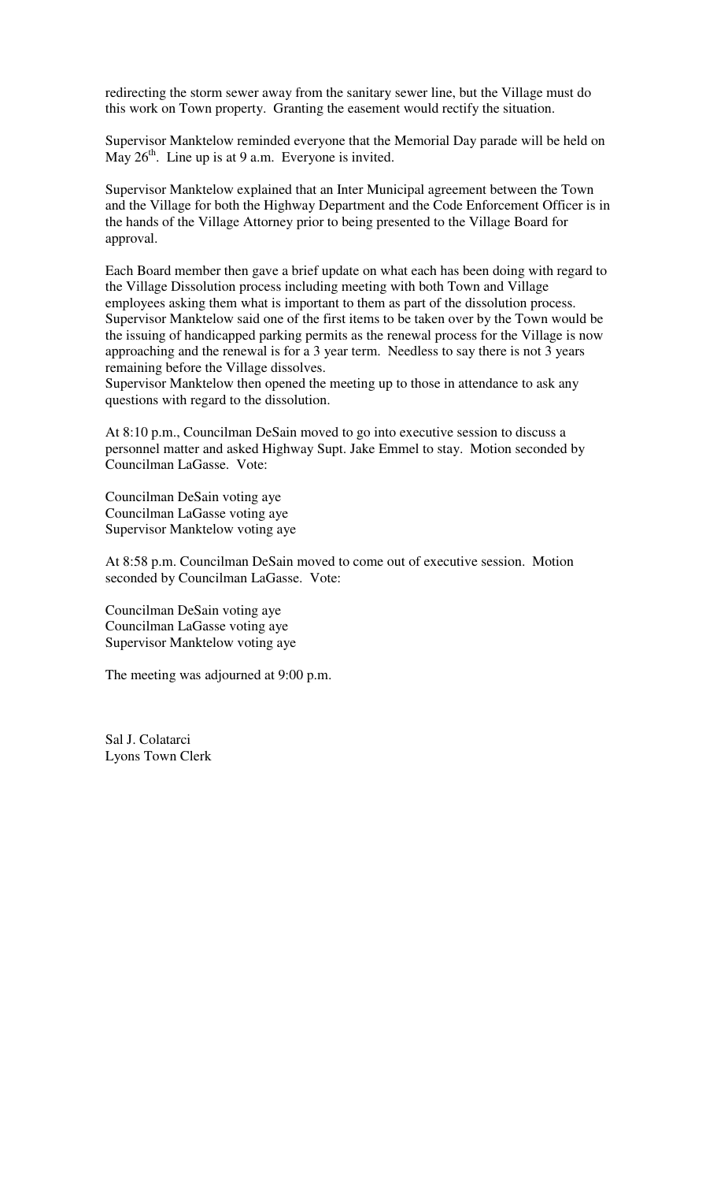redirecting the storm sewer away from the sanitary sewer line, but the Village must do this work on Town property. Granting the easement would rectify the situation.

Supervisor Manktelow reminded everyone that the Memorial Day parade will be held on May 26th. Line up is at 9 a.m. Everyone is invited.

Supervisor Manktelow explained that an Inter Municipal agreement between the Town and the Village for both the Highway Department and the Code Enforcement Officer is in the hands of the Village Attorney prior to being presented to the Village Board for approval.

Each Board member then gave a brief update on what each has been doing with regard to the Village Dissolution process including meeting with both Town and Village employees asking them what is important to them as part of the dissolution process. Supervisor Manktelow said one of the first items to be taken over by the Town would be the issuing of handicapped parking permits as the renewal process for the Village is now approaching and the renewal is for a 3 year term. Needless to say there is not 3 years remaining before the Village dissolves.
Supervisor Manktelow then opened the meeting up to those in attendance to ask any questions with regard to the dissolution.

At 8:10 p.m., Councilman DeSain moved to go into executive session to discuss a personnel matter and asked Highway Supt. Jake Emmel to stay. Motion seconded by Councilman LaGasse. Vote:

Councilman DeSain voting aye
Councilman LaGasse voting aye
Supervisor Manktelow voting aye

At 8:58 p.m. Councilman DeSain moved to come out of executive session. Motion seconded by Councilman LaGasse. Vote:

Councilman DeSain voting aye
Councilman LaGasse voting aye
Supervisor Manktelow voting aye

The meeting was adjourned at 9:00 p.m.

Sal J. Colatarci
Lyons Town Clerk